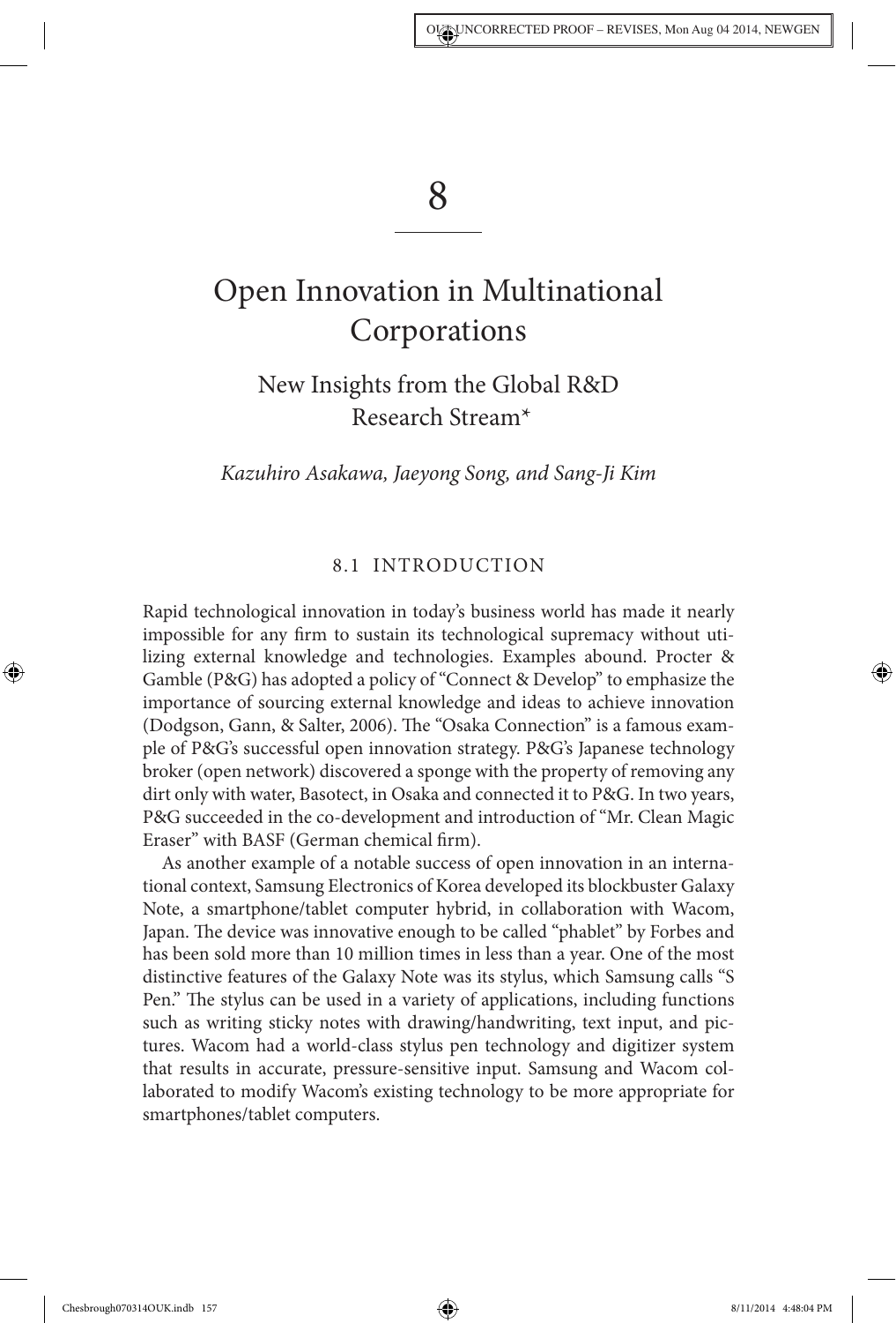# 8

# Open Innovation in Multinational Corporations

## New Insights from the Global R&D Research Stream*

*Kazuhiro Asakawa, Jaeyong Song, and Sang-Ji Kim*

### 8.1 INTRODUCTION

Rapid technological innovation in today's business world has made it nearly impossible for any firm to sustain its technological supremacy without utilizing external knowledge and technologies. Examples abound. Procter & Gamble (P&G) has adopted a policy of "Connect & Develop" to emphasize the importance of sourcing external knowledge and ideas to achieve innovation (Dodgson, Gann, & Salter, 2006). The "Osaka Connection" is a famous example of P&G's successful open innovation strategy. P&G's Japanese technology broker (open network) discovered a sponge with the property of removing any dirt only with water, Basotect, in Osaka and connected it to P&G. In two years, P&G succeeded in the co-development and introduction of "Mr. Clean Magic Eraser" with BASF (German chemical firm).

As another example of a notable success of open innovation in an international context, Samsung Electronics of Korea developed its blockbuster Galaxy Note, a smartphone/tablet computer hybrid, in collaboration with Wacom, Japan. The device was innovative enough to be called "phablet" by Forbes and has been sold more than 10 million times in less than a year. One of the most distinctive features of the Galaxy Note was its stylus, which Samsung calls "S Pen." The stylus can be used in a variety of applications, including functions such as writing sticky notes with drawing/handwriting, text input, and pictures. Wacom had a world-class stylus pen technology and digitizer system that results in accurate, pressure-sensitive input. Samsung and Wacom collaborated to modify Wacom's existing technology to be more appropriate for smartphones/tablet computers.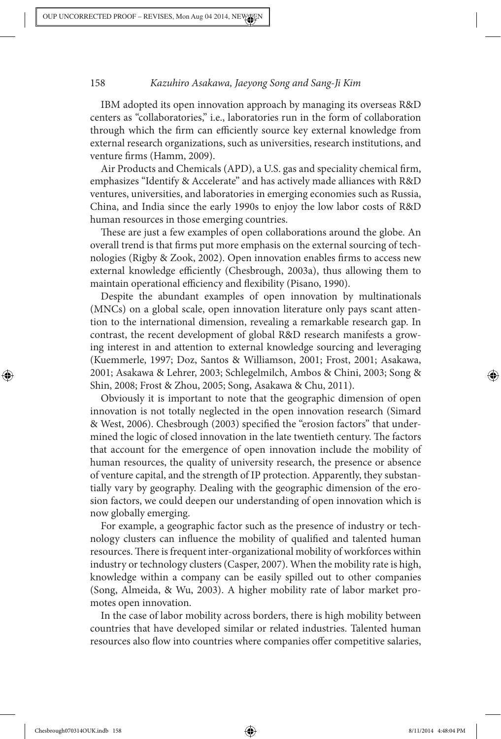IBM adopted its open innovation approach by managing its overseas R&D centers as "collaboratories," i.e., laboratories run in the form of collaboration through which the firm can efficiently source key external knowledge from external research organizations, such as universities, research institutions, and venture firms (Hamm, 2009).

Air Products and Chemicals (APD), a U.S. gas and speciality chemical firm, emphasizes "Identify & Accelerate" and has actively made alliances with R&D ventures, universities, and laboratories in emerging economies such as Russia, China, and India since the early 1990s to enjoy the low labor costs of R&D human resources in those emerging countries.

These are just a few examples of open collaborations around the globe. An overall trend is that firms put more emphasis on the external sourcing of technologies (Rigby & Zook, 2002). Open innovation enables firms to access new external knowledge efficiently (Chesbrough, 2003a), thus allowing them to maintain operational efficiency and flexibility (Pisano, 1990).

Despite the abundant examples of open innovation by multinationals (MNCs) on a global scale, open innovation literature only pays scant attention to the international dimension, revealing a remarkable research gap. In contrast, the recent development of global R&D research manifests a growing interest in and attention to external knowledge sourcing and leveraging (Kuemmerle, 1997; Doz, Santos & Williamson, 2001; Frost, 2001; Asakawa, 2001; Asakawa & Lehrer, 2003; Schlegelmilch, Ambos & Chini, 2003; Song & Shin, 2008; Frost & Zhou, 2005; Song, Asakawa & Chu, 2011).

Obviously it is important to note that the geographic dimension of open innovation is not totally neglected in the open innovation research (Simard & West, 2006). Chesbrough (2003) specified the "erosion factors" that undermined the logic of closed innovation in the late twentieth century. The factors that account for the emergence of open innovation include the mobility of human resources, the quality of university research, the presence or absence of venture capital, and the strength of IP protection. Apparently, they substantially vary by geography. Dealing with the geographic dimension of the erosion factors, we could deepen our understanding of open innovation which is now globally emerging.

For example, a geographic factor such as the presence of industry or technology clusters can influence the mobility of qualified and talented human resources. There is frequent inter-organizational mobility of workforces within industry or technology clusters (Casper, 2007). When the mobility rate is high, knowledge within a company can be easily spilled out to other companies (Song, Almeida, & Wu, 2003). A higher mobility rate of labor market promotes open innovation.

In the case of labor mobility across borders, there is high mobility between countries that have developed similar or related industries. Talented human resources also flow into countries where companies offer competitive salaries,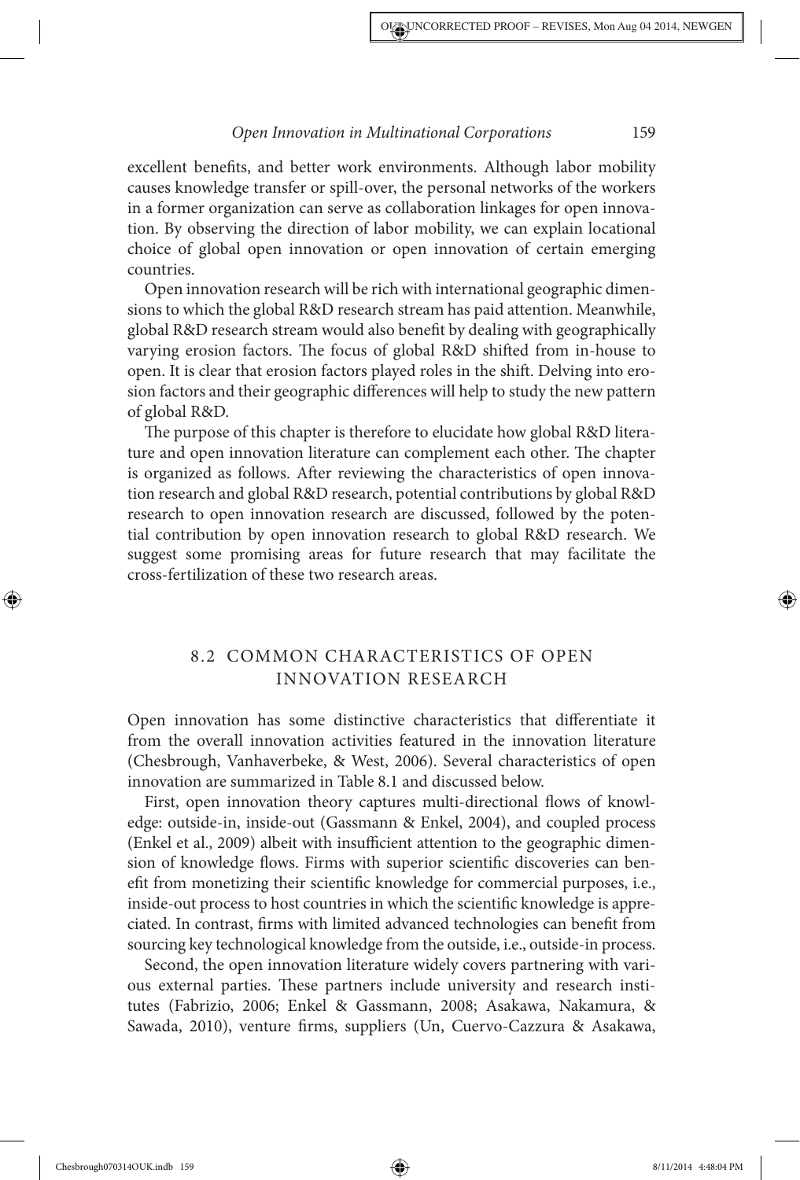excellent benefits, and better work environments. Although labor mobility causes knowledge transfer or spill-over, the personal networks of the workers in a former organization can serve as collaboration linkages for open innovation. By observing the direction of labor mobility, we can explain locational choice of global open innovation or open innovation of certain emerging countries.

Open innovation research will be rich with international geographic dimensions to which the global R&D research stream has paid attention. Meanwhile, global R&D research stream would also benefit by dealing with geographically varying erosion factors. The focus of global R&D shifted from in-house to open. It is clear that erosion factors played roles in the shift. Delving into erosion factors and their geographic differences will help to study the new pattern of global R&D.

The purpose of this chapter is therefore to elucidate how global R&D literature and open innovation literature can complement each other. The chapter is organized as follows. After reviewing the characteristics of open innovation research and global R&D research, potential contributions by global R&D research to open innovation research are discussed, followed by the potential contribution by open innovation research to global R&D research. We suggest some promising areas for future research that may facilitate the cross-fertilization of these two research areas.

## 8.2 COMMON CHARACTERISTICS OF OPEN INNOVATION RESEARCH

Open innovation has some distinctive characteristics that differentiate it from the overall innovation activities featured in the innovation literature (Chesbrough, Vanhaverbeke, & West, 2006). Several characteristics of open innovation are summarized in Table 8.1 and discussed below.

First, open innovation theory captures multi-directional flows of knowledge: outside-in, inside-out (Gassmann & Enkel, 2004), and coupled process (Enkel et al., 2009) albeit with insufficient attention to the geographic dimension of knowledge flows. Firms with superior scientific discoveries can benefit from monetizing their scientific knowledge for commercial purposes, i.e., inside-out process to host countries in which the scientific knowledge is appreciated. In contrast, firms with limited advanced technologies can benefit from sourcing key technological knowledge from the outside, i.e., outside-in process.

Second, the open innovation literature widely covers partnering with various external parties. These partners include university and research institutes (Fabrizio, 2006; Enkel & Gassmann, 2008; Asakawa, Nakamura, & Sawada, 2010), venture firms, suppliers (Un, Cuervo-Cazzura & Asakawa,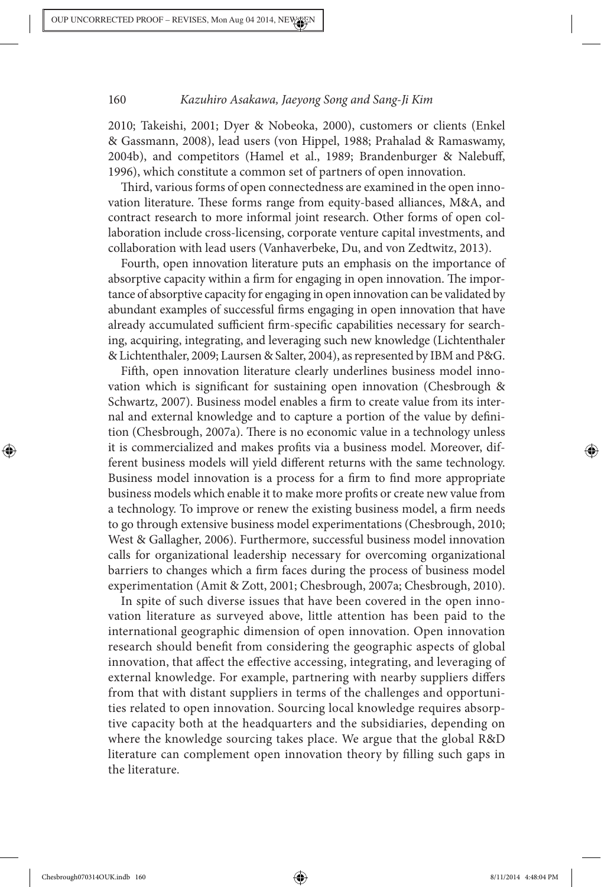2010; Takeishi, 2001; Dyer & Nobeoka, 2000), customers or clients (Enkel & Gassmann, 2008), lead users (von Hippel, 1988; Prahalad & Ramaswamy, 2004b), and competitors (Hamel et al., 1989; Brandenburger & Nalebuff, 1996), which constitute a common set of partners of open innovation.

Third, various forms of open connectedness are examined in the open innovation literature. These forms range from equity-based alliances, M&A, and contract research to more informal joint research. Other forms of open collaboration include cross-licensing, corporate venture capital investments, and collaboration with lead users (Vanhaverbeke, Du, and von Zedtwitz, 2013).

Fourth, open innovation literature puts an emphasis on the importance of absorptive capacity within a firm for engaging in open innovation. The importance of absorptive capacity for engaging in open innovation can be validated by abundant examples of successful firms engaging in open innovation that have already accumulated sufficient firm-specific capabilities necessary for searching, acquiring, integrating, and leveraging such new knowledge (Lichtenthaler & Lichtenthaler, 2009; Laursen & Salter, 2004), as represented by IBM and P&G.

Fifth, open innovation literature clearly underlines business model innovation which is significant for sustaining open innovation (Chesbrough & Schwartz, 2007). Business model enables a firm to create value from its internal and external knowledge and to capture a portion of the value by definition (Chesbrough, 2007a). There is no economic value in a technology unless it is commercialized and makes profits via a business model. Moreover, different business models will yield different returns with the same technology. Business model innovation is a process for a firm to find more appropriate business models which enable it to make more profits or create new value from a technology. To improve or renew the existing business model, a firm needs to go through extensive business model experimentations (Chesbrough, 2010; West & Gallagher, 2006). Furthermore, successful business model innovation calls for organizational leadership necessary for overcoming organizational barriers to changes which a firm faces during the process of business model experimentation (Amit & Zott, 2001; Chesbrough, 2007a; Chesbrough, 2010).

In spite of such diverse issues that have been covered in the open innovation literature as surveyed above, little attention has been paid to the international geographic dimension of open innovation. Open innovation research should benefit from considering the geographic aspects of global innovation, that affect the effective accessing, integrating, and leveraging of external knowledge. For example, partnering with nearby suppliers differs from that with distant suppliers in terms of the challenges and opportunities related to open innovation. Sourcing local knowledge requires absorptive capacity both at the headquarters and the subsidiaries, depending on where the knowledge sourcing takes place. We argue that the global R&D literature can complement open innovation theory by filling such gaps in the literature.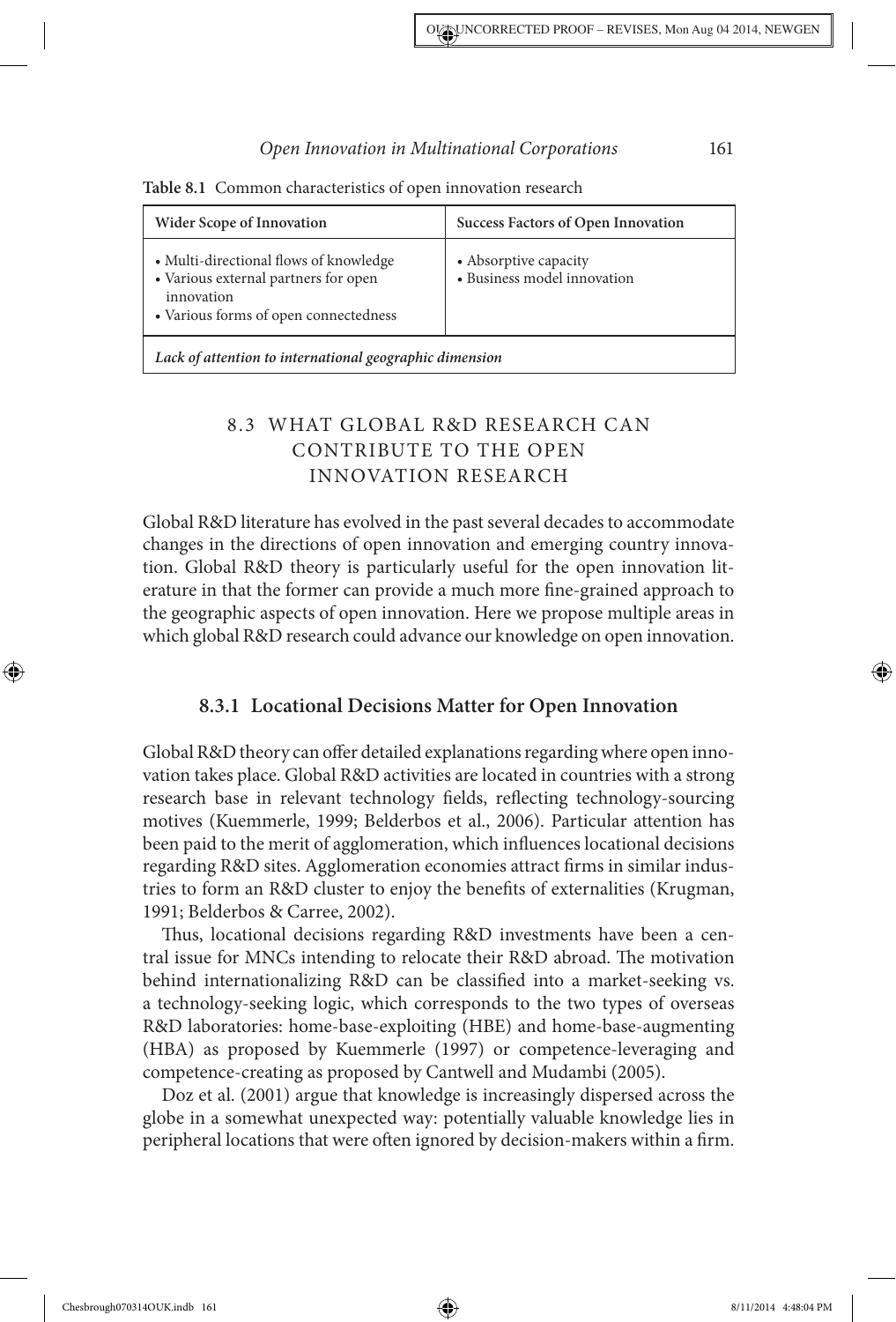**Table 8.1** Common characteristics of open innovation research

| Wider Scope of Innovation | Success Factors of Open Innovation |
|---|---|
| • Multi-directional flows of knowledge<br>• Various external partners for open innovation<br>• Various forms of open connectedness | • Absorptive capacity<br>• Business model innovation |
| ***Lack of attention to international geographic dimension*** | |

## 8.3 WHAT GLOBAL R&D RESEARCH CAN CONTRIBUTE TO THE OPEN INNOVATION RESEARCH

Global R&D literature has evolved in the past several decades to accommodate changes in the directions of open innovation and emerging country innovation. Global R&D theory is particularly useful for the open innovation literature in that the former can provide a much more fine-grained approach to the geographic aspects of open innovation. Here we propose multiple areas in which global R&D research could advance our knowledge on open innovation.

### 8.3.1 Locational Decisions Matter for Open Innovation

Global R&D theory can offer detailed explanations regarding where open innovation takes place. Global R&D activities are located in countries with a strong research base in relevant technology fields, reflecting technology-sourcing motives (Kuemmerle, 1999; Belderbos et al., 2006). Particular attention has been paid to the merit of agglomeration, which influences locational decisions regarding R&D sites. Agglomeration economies attract firms in similar industries to form an R&D cluster to enjoy the benefits of externalities (Krugman, 1991; Belderbos & Carree, 2002).

Thus, locational decisions regarding R&D investments have been a central issue for MNCs intending to relocate their R&D abroad. The motivation behind internationalizing R&D can be classified into a market-seeking vs. a technology-seeking logic, which corresponds to the two types of overseas R&D laboratories: home-base-exploiting (HBE) and home-base-augmenting (HBA) as proposed by Kuemmerle (1997) or competence-leveraging and competence-creating as proposed by Cantwell and Mudambi (2005).

Doz et al. (2001) argue that knowledge is increasingly dispersed across the globe in a somewhat unexpected way: potentially valuable knowledge lies in peripheral locations that were often ignored by decision-makers within a firm.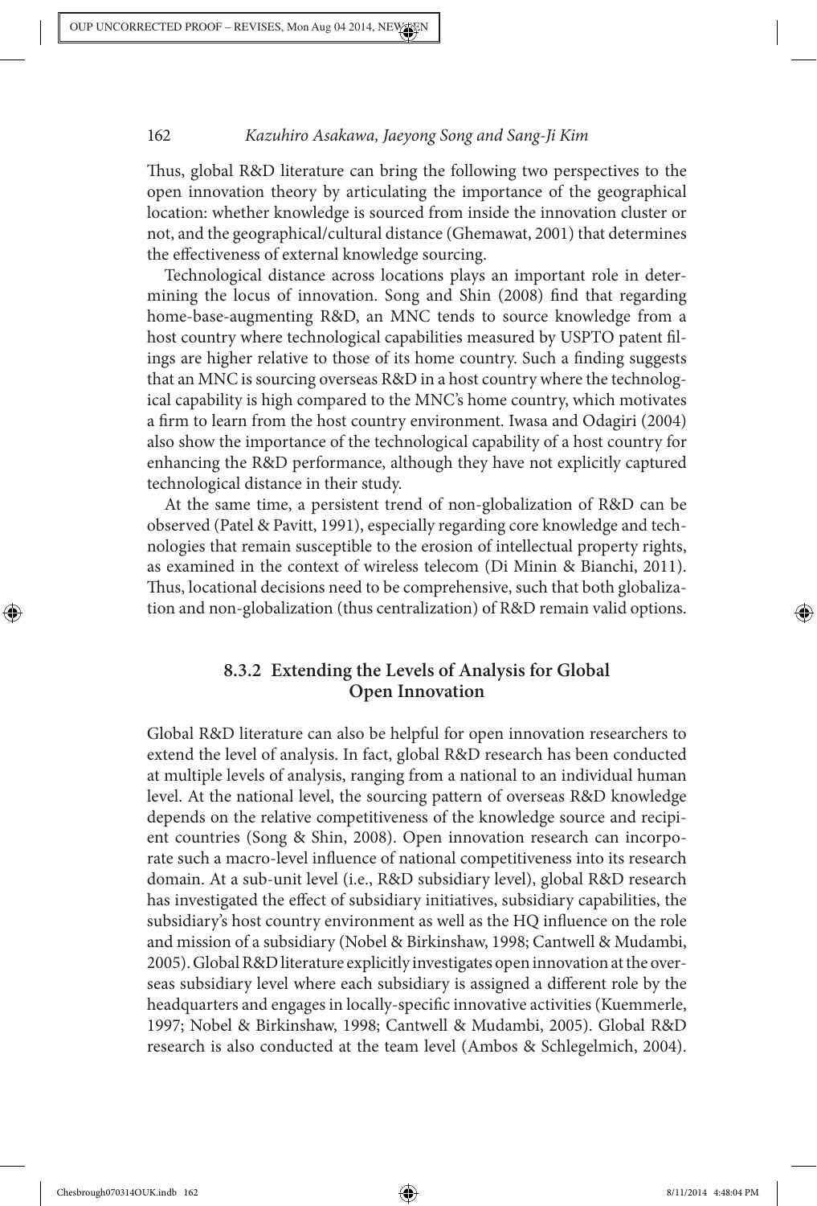Thus, global R&D literature can bring the following two perspectives to the open innovation theory by articulating the importance of the geographical location: whether knowledge is sourced from inside the innovation cluster or not, and the geographical/cultural distance (Ghemawat, 2001) that determines the effectiveness of external knowledge sourcing.

Technological distance across locations plays an important role in determining the locus of innovation. Song and Shin (2008) find that regarding home-base-augmenting R&D, an MNC tends to source knowledge from a host country where technological capabilities measured by USPTO patent filings are higher relative to those of its home country. Such a finding suggests that an MNC is sourcing overseas R&D in a host country where the technological capability is high compared to the MNC's home country, which motivates a firm to learn from the host country environment. Iwasa and Odagiri (2004) also show the importance of the technological capability of a host country for enhancing the R&D performance, although they have not explicitly captured technological distance in their study.

At the same time, a persistent trend of non-globalization of R&D can be observed (Patel & Pavitt, 1991), especially regarding core knowledge and technologies that remain susceptible to the erosion of intellectual property rights, as examined in the context of wireless telecom (Di Minin & Bianchi, 2011). Thus, locational decisions need to be comprehensive, such that both globalization and non-globalization (thus centralization) of R&D remain valid options.

### 8.3.2 Extending the Levels of Analysis for Global Open Innovation

Global R&D literature can also be helpful for open innovation researchers to extend the level of analysis. In fact, global R&D research has been conducted at multiple levels of analysis, ranging from a national to an individual human level. At the national level, the sourcing pattern of overseas R&D knowledge depends on the relative competitiveness of the knowledge source and recipient countries (Song & Shin, 2008). Open innovation research can incorporate such a macro-level influence of national competitiveness into its research domain. At a sub-unit level (i.e., R&D subsidiary level), global R&D research has investigated the effect of subsidiary initiatives, subsidiary capabilities, the subsidiary's host country environment as well as the HQ influence on the role and mission of a subsidiary (Nobel & Birkinshaw, 1998; Cantwell & Mudambi, 2005). Global R&D literature explicitly investigates open innovation at the overseas subsidiary level where each subsidiary is assigned a different role by the headquarters and engages in locally-specific innovative activities (Kuemmerle, 1997; Nobel & Birkinshaw, 1998; Cantwell & Mudambi, 2005). Global R&D research is also conducted at the team level (Ambos & Schlegelmich, 2004).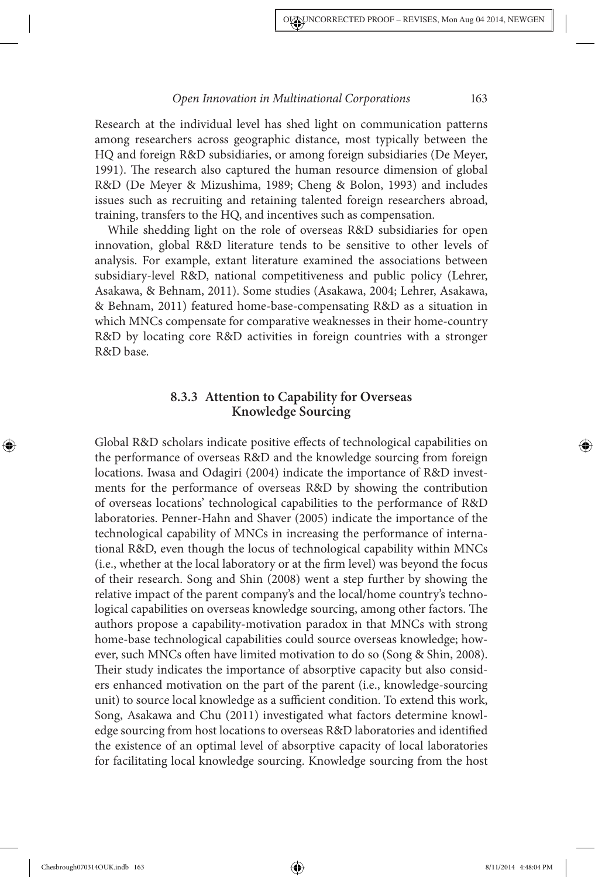Research at the individual level has shed light on communication patterns among researchers across geographic distance, most typically between the HQ and foreign R&D subsidiaries, or among foreign subsidiaries (De Meyer, 1991). The research also captured the human resource dimension of global R&D (De Meyer & Mizushima, 1989; Cheng & Bolon, 1993) and includes issues such as recruiting and retaining talented foreign researchers abroad, training, transfers to the HQ, and incentives such as compensation.

While shedding light on the role of overseas R&D subsidiaries for open innovation, global R&D literature tends to be sensitive to other levels of analysis. For example, extant literature examined the associations between subsidiary-level R&D, national competitiveness and public policy (Lehrer, Asakawa, & Behnam, 2011). Some studies (Asakawa, 2004; Lehrer, Asakawa, & Behnam, 2011) featured home-base-compensating R&D as a situation in which MNCs compensate for comparative weaknesses in their home-country R&D by locating core R&D activities in foreign countries with a stronger R&D base.

### 8.3.3 Attention to Capability for Overseas Knowledge Sourcing

Global R&D scholars indicate positive effects of technological capabilities on the performance of overseas R&D and the knowledge sourcing from foreign locations. Iwasa and Odagiri (2004) indicate the importance of R&D investments for the performance of overseas R&D by showing the contribution of overseas locations' technological capabilities to the performance of R&D laboratories. Penner-Hahn and Shaver (2005) indicate the importance of the technological capability of MNCs in increasing the performance of international R&D, even though the locus of technological capability within MNCs (i.e., whether at the local laboratory or at the firm level) was beyond the focus of their research. Song and Shin (2008) went a step further by showing the relative impact of the parent company's and the local/home country's technological capabilities on overseas knowledge sourcing, among other factors. The authors propose a capability-motivation paradox in that MNCs with strong home-base technological capabilities could source overseas knowledge; however, such MNCs often have limited motivation to do so (Song & Shin, 2008). Their study indicates the importance of absorptive capacity but also considers enhanced motivation on the part of the parent (i.e., knowledge-sourcing unit) to source local knowledge as a sufficient condition. To extend this work, Song, Asakawa and Chu (2011) investigated what factors determine knowledge sourcing from host locations to overseas R&D laboratories and identified the existence of an optimal level of absorptive capacity of local laboratories for facilitating local knowledge sourcing. Knowledge sourcing from the host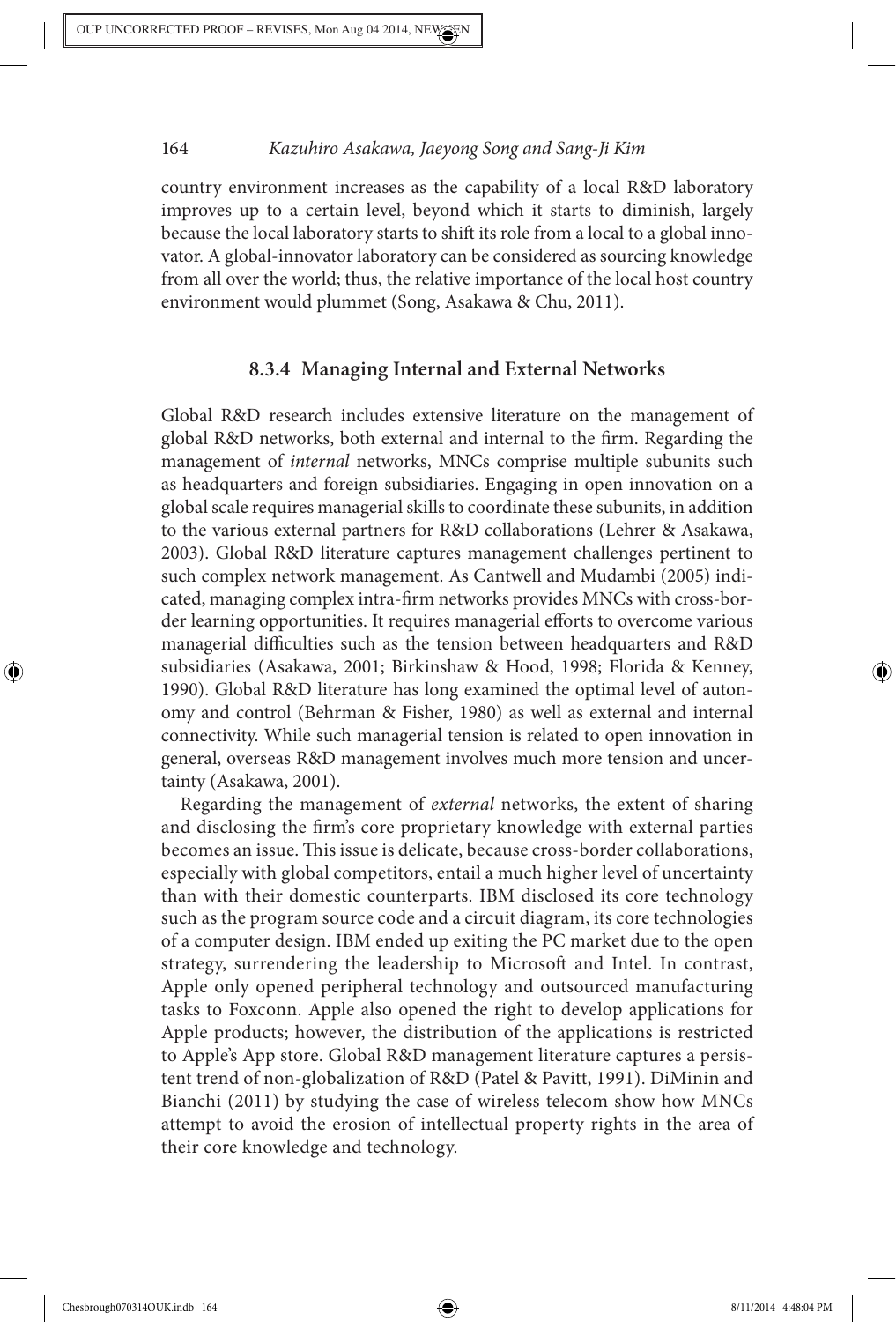country environment increases as the capability of a local R&D laboratory improves up to a certain level, beyond which it starts to diminish, largely because the local laboratory starts to shift its role from a local to a global innovator. A global-innovator laboratory can be considered as sourcing knowledge from all over the world; thus, the relative importance of the local host country environment would plummet (Song, Asakawa & Chu, 2011).

### 8.3.4 Managing Internal and External Networks

Global R&D research includes extensive literature on the management of global R&D networks, both external and internal to the firm. Regarding the management of *internal* networks, MNCs comprise multiple subunits such as headquarters and foreign subsidiaries. Engaging in open innovation on a global scale requires managerial skills to coordinate these subunits, in addition to the various external partners for R&D collaborations (Lehrer & Asakawa, 2003). Global R&D literature captures management challenges pertinent to such complex network management. As Cantwell and Mudambi (2005) indicated, managing complex intra-firm networks provides MNCs with cross-border learning opportunities. It requires managerial efforts to overcome various managerial difficulties such as the tension between headquarters and R&D subsidiaries (Asakawa, 2001; Birkinshaw & Hood, 1998; Florida & Kenney, 1990). Global R&D literature has long examined the optimal level of autonomy and control (Behrman & Fisher, 1980) as well as external and internal connectivity. While such managerial tension is related to open innovation in general, overseas R&D management involves much more tension and uncertainty (Asakawa, 2001).

Regarding the management of *external* networks, the extent of sharing and disclosing the firm's core proprietary knowledge with external parties becomes an issue. This issue is delicate, because cross-border collaborations, especially with global competitors, entail a much higher level of uncertainty than with their domestic counterparts. IBM disclosed its core technology such as the program source code and a circuit diagram, its core technologies of a computer design. IBM ended up exiting the PC market due to the open strategy, surrendering the leadership to Microsoft and Intel. In contrast, Apple only opened peripheral technology and outsourced manufacturing tasks to Foxconn. Apple also opened the right to develop applications for Apple products; however, the distribution of the applications is restricted to Apple's App store. Global R&D management literature captures a persistent trend of non-globalization of R&D (Patel & Pavitt, 1991). DiMinin and Bianchi (2011) by studying the case of wireless telecom show how MNCs attempt to avoid the erosion of intellectual property rights in the area of their core knowledge and technology.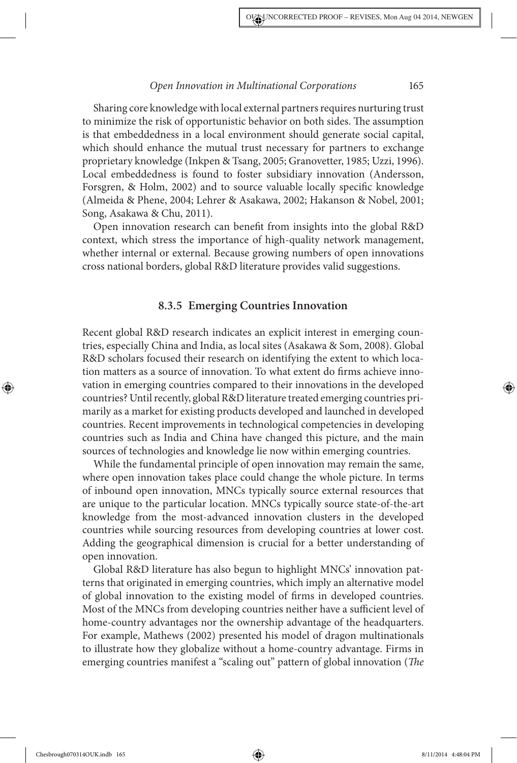Sharing core knowledge with local external partners requires nurturing trust to minimize the risk of opportunistic behavior on both sides. The assumption is that embeddedness in a local environment should generate social capital, which should enhance the mutual trust necessary for partners to exchange proprietary knowledge (Inkpen & Tsang, 2005; Granovetter, 1985; Uzzi, 1996). Local embeddedness is found to foster subsidiary innovation (Andersson, Forsgren, & Holm, 2002) and to source valuable locally specific knowledge (Almeida & Phene, 2004; Lehrer & Asakawa, 2002; Hakanson & Nobel, 2001; Song, Asakawa & Chu, 2011).

Open innovation research can benefit from insights into the global R&D context, which stress the importance of high-quality network management, whether internal or external. Because growing numbers of open innovations cross national borders, global R&D literature provides valid suggestions.

### 8.3.5 Emerging Countries Innovation

Recent global R&D research indicates an explicit interest in emerging countries, especially China and India, as local sites (Asakawa & Som, 2008). Global R&D scholars focused their research on identifying the extent to which location matters as a source of innovation. To what extent do firms achieve innovation in emerging countries compared to their innovations in the developed countries? Until recently, global R&D literature treated emerging countries primarily as a market for existing products developed and launched in developed countries. Recent improvements in technological competencies in developing countries such as India and China have changed this picture, and the main sources of technologies and knowledge lie now within emerging countries.

While the fundamental principle of open innovation may remain the same, where open innovation takes place could change the whole picture. In terms of inbound open innovation, MNCs typically source external resources that are unique to the particular location. MNCs typically source state-of-the-art knowledge from the most-advanced innovation clusters in the developed countries while sourcing resources from developing countries at lower cost. Adding the geographical dimension is crucial for a better understanding of open innovation.

Global R&D literature has also begun to highlight MNCs' innovation patterns that originated in emerging countries, which imply an alternative model of global innovation to the existing model of firms in developed countries. Most of the MNCs from developing countries neither have a sufficient level of home-country advantages nor the ownership advantage of the headquarters. For example, Mathews (2002) presented his model of dragon multinationals to illustrate how they globalize without a home-country advantage. Firms in emerging countries manifest a "scaling out" pattern of global innovation (*The*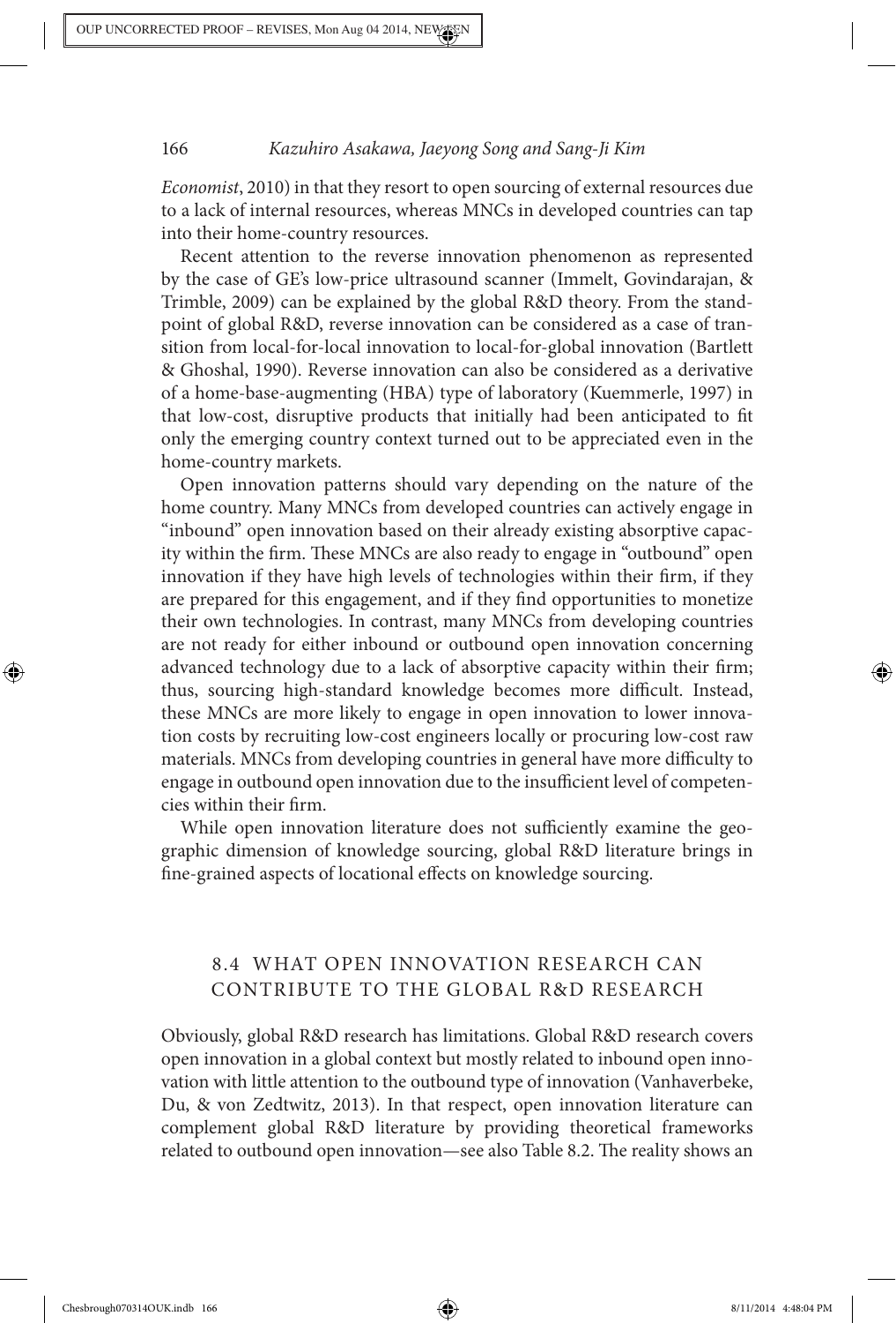*Economist*, 2010) in that they resort to open sourcing of external resources due to a lack of internal resources, whereas MNCs in developed countries can tap into their home-country resources.

Recent attention to the reverse innovation phenomenon as represented by the case of GE's low-price ultrasound scanner (Immelt, Govindarajan, & Trimble, 2009) can be explained by the global R&D theory. From the standpoint of global R&D, reverse innovation can be considered as a case of transition from local-for-local innovation to local-for-global innovation (Bartlett & Ghoshal, 1990). Reverse innovation can also be considered as a derivative of a home-base-augmenting (HBA) type of laboratory (Kuemmerle, 1997) in that low-cost, disruptive products that initially had been anticipated to fit only the emerging country context turned out to be appreciated even in the home-country markets.

Open innovation patterns should vary depending on the nature of the home country. Many MNCs from developed countries can actively engage in "inbound" open innovation based on their already existing absorptive capacity within the firm. These MNCs are also ready to engage in "outbound" open innovation if they have high levels of technologies within their firm, if they are prepared for this engagement, and if they find opportunities to monetize their own technologies. In contrast, many MNCs from developing countries are not ready for either inbound or outbound open innovation concerning advanced technology due to a lack of absorptive capacity within their firm; thus, sourcing high-standard knowledge becomes more difficult. Instead, these MNCs are more likely to engage in open innovation to lower innovation costs by recruiting low-cost engineers locally or procuring low-cost raw materials. MNCs from developing countries in general have more difficulty to engage in outbound open innovation due to the insufficient level of competencies within their firm.

While open innovation literature does not sufficiently examine the geographic dimension of knowledge sourcing, global R&D literature brings in fine-grained aspects of locational effects on knowledge sourcing.

## 8.4 WHAT OPEN INNOVATION RESEARCH CAN CONTRIBUTE TO THE GLOBAL R&D RESEARCH

Obviously, global R&D research has limitations. Global R&D research covers open innovation in a global context but mostly related to inbound open innovation with little attention to the outbound type of innovation (Vanhaverbeke, Du, & von Zedtwitz, 2013). In that respect, open innovation literature can complement global R&D literature by providing theoretical frameworks related to outbound open innovation—see also Table 8.2. The reality shows an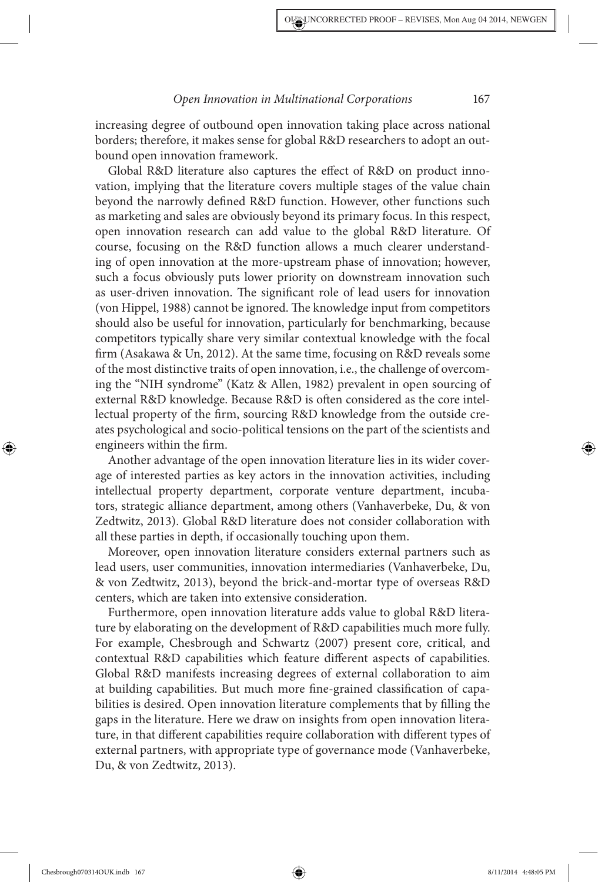increasing degree of outbound open innovation taking place across national borders; therefore, it makes sense for global R&D researchers to adopt an outbound open innovation framework.

Global R&D literature also captures the effect of R&D on product innovation, implying that the literature covers multiple stages of the value chain beyond the narrowly defined R&D function. However, other functions such as marketing and sales are obviously beyond its primary focus. In this respect, open innovation research can add value to the global R&D literature. Of course, focusing on the R&D function allows a much clearer understanding of open innovation at the more-upstream phase of innovation; however, such a focus obviously puts lower priority on downstream innovation such as user-driven innovation. The significant role of lead users for innovation (von Hippel, 1988) cannot be ignored. The knowledge input from competitors should also be useful for innovation, particularly for benchmarking, because competitors typically share very similar contextual knowledge with the focal firm (Asakawa & Un, 2012). At the same time, focusing on R&D reveals some of the most distinctive traits of open innovation, i.e., the challenge of overcoming the "NIH syndrome" (Katz & Allen, 1982) prevalent in open sourcing of external R&D knowledge. Because R&D is often considered as the core intellectual property of the firm, sourcing R&D knowledge from the outside creates psychological and socio-political tensions on the part of the scientists and engineers within the firm.

Another advantage of the open innovation literature lies in its wider coverage of interested parties as key actors in the innovation activities, including intellectual property department, corporate venture department, incubators, strategic alliance department, among others (Vanhaverbeke, Du, & von Zedtwitz, 2013). Global R&D literature does not consider collaboration with all these parties in depth, if occasionally touching upon them.

Moreover, open innovation literature considers external partners such as lead users, user communities, innovation intermediaries (Vanhaverbeke, Du, & von Zedtwitz, 2013), beyond the brick-and-mortar type of overseas R&D centers, which are taken into extensive consideration.

Furthermore, open innovation literature adds value to global R&D literature by elaborating on the development of R&D capabilities much more fully. For example, Chesbrough and Schwartz (2007) present core, critical, and contextual R&D capabilities which feature different aspects of capabilities. Global R&D manifests increasing degrees of external collaboration to aim at building capabilities. But much more fine-grained classification of capabilities is desired. Open innovation literature complements that by filling the gaps in the literature. Here we draw on insights from open innovation literature, in that different capabilities require collaboration with different types of external partners, with appropriate type of governance mode (Vanhaverbeke, Du, & von Zedtwitz, 2013).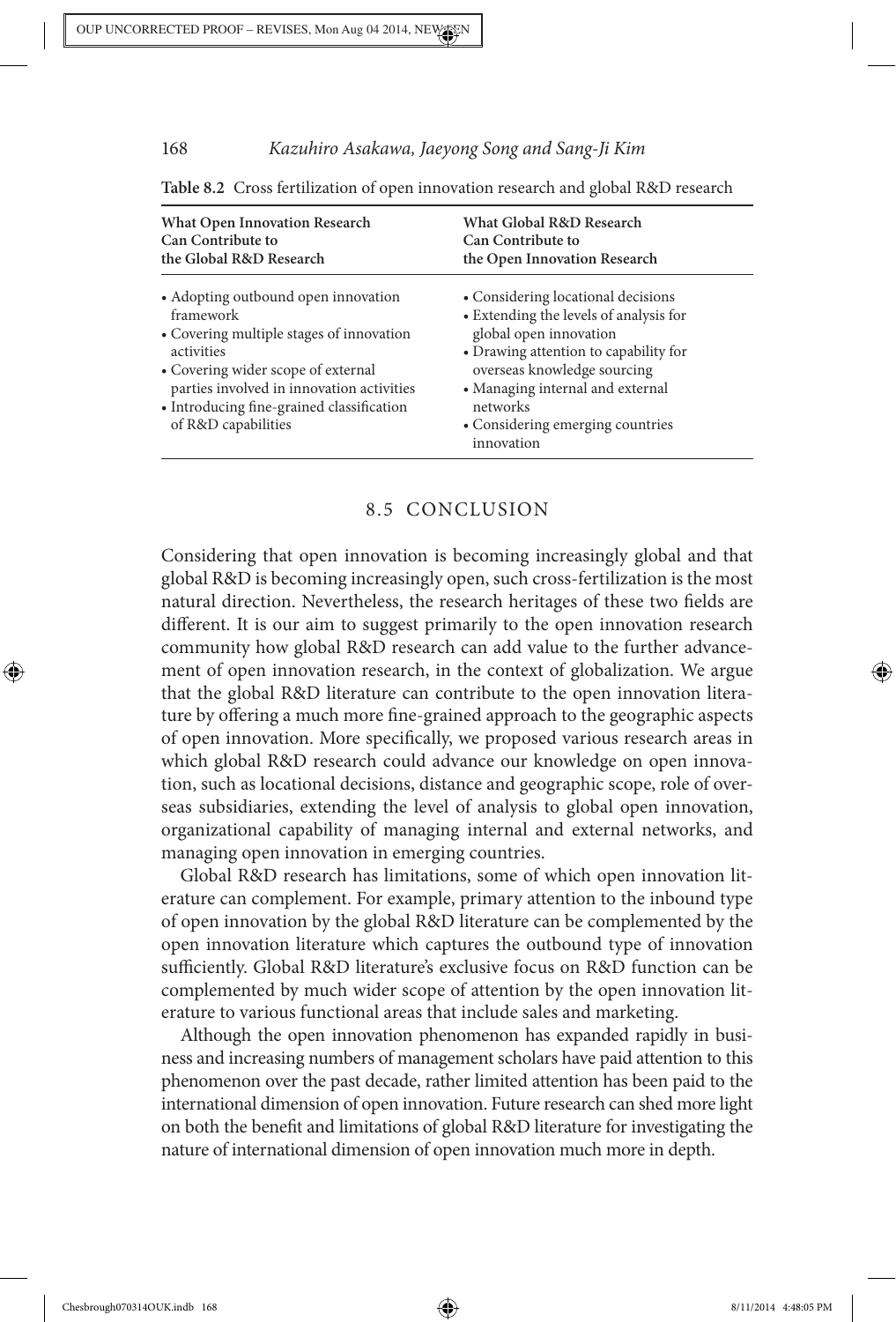**Table 8.2** Cross fertilization of open innovation research and global R&D research

| What Open Innovation Research Can Contribute to the Global R&D Research | What Global R&D Research Can Contribute to the Open Innovation Research |
|---|---|
| • Adopting outbound open innovation framework<br>• Covering multiple stages of innovation activities<br>• Covering wider scope of external parties involved in innovation activities<br>• Introducing fine-grained classification of R&D capabilities | • Considering locational decisions<br>• Extending the levels of analysis for global open innovation<br>• Drawing attention to capability for overseas knowledge sourcing<br>• Managing internal and external networks<br>• Considering emerging countries innovation |

## 8.5 CONCLUSION

Considering that open innovation is becoming increasingly global and that global R&D is becoming increasingly open, such cross-fertilization is the most natural direction. Nevertheless, the research heritages of these two fields are different. It is our aim to suggest primarily to the open innovation research community how global R&D research can add value to the further advancement of open innovation research, in the context of globalization. We argue that the global R&D literature can contribute to the open innovation literature by offering a much more fine-grained approach to the geographic aspects of open innovation. More specifically, we proposed various research areas in which global R&D research could advance our knowledge on open innovation, such as locational decisions, distance and geographic scope, role of overseas subsidiaries, extending the level of analysis to global open innovation, organizational capability of managing internal and external networks, and managing open innovation in emerging countries.

Global R&D research has limitations, some of which open innovation literature can complement. For example, primary attention to the inbound type of open innovation by the global R&D literature can be complemented by the open innovation literature which captures the outbound type of innovation sufficiently. Global R&D literature's exclusive focus on R&D function can be complemented by much wider scope of attention by the open innovation literature to various functional areas that include sales and marketing.

Although the open innovation phenomenon has expanded rapidly in business and increasing numbers of management scholars have paid attention to this phenomenon over the past decade, rather limited attention has been paid to the international dimension of open innovation. Future research can shed more light on both the benefit and limitations of global R&D literature for investigating the nature of international dimension of open innovation much more in depth.